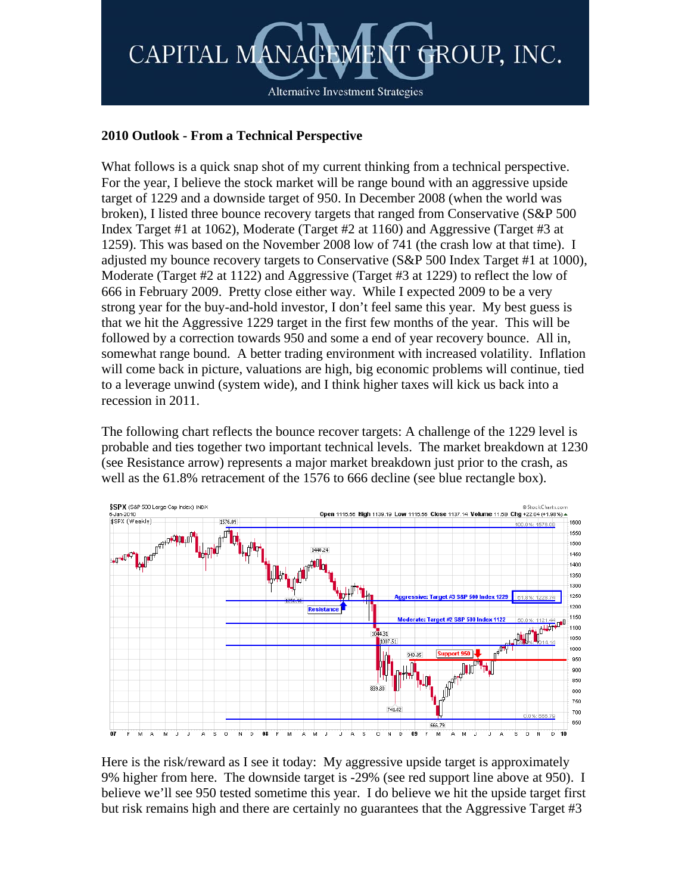# CAPITAL MANAGEMENT GROUP, INC.

Alternative Investment Strategies

## 2010 Outlook - From a Technical Perspective

What follows is a quick snap shot of my current thinking from a technical perspective. For the year, I believe the stock market will be range bound with an aggressive upside target of 1229 and a downside target of 950. In December 2008 (when the world was broken), I listed three bounce recovery targets that ranged from Conservative (S&P 500 Index Target #1 at 1062), Moderate (Target #2 at 1160) and Aggressive (Target #3 at 1259). This was based on the November 2008 low of 741 (the crash low at that time). I adjusted my bounce recovery targets to Conservative (S&P 500 Index Target #1 at 1000), Moderate (Target #2 at 1122) and Aggressive (Target #3 at 1229) to reflect the low of 666 in February 2009. Pretty close either way. While I expected 2009 to be a very strong year for the buy-and-hold investor, I don't feel same this year. My best guess is that we hit the Aggressive 1229 target in the first few months of the year. This will be followed by a correction towards 950 and some a end of year recovery bounce. All in, somewhat range bound. A better trading environment with increased volatility. Inflation will come back in picture, valuations are high, big economic problems will continue, tied to a leverage unwind (system wide), and I think higher taxes will kick us back into a recession in 2011.

The following chart reflects the bounce recover targets: A challenge of the 1229 level is probable and ties together two important technical levels. The market breakdown at 1230 (see Resistance arrow) represents a major market breakdown just prior to the crash, as well as the 61.8% retracement of the 1576 to 666 decline (see blue rectangle box).

Here is the risk/reward as I see it today: My aggressive upside target is approximately 9% higher from here. The downside target is -29% (see red support line above at 950). I believe we'll see 950 tested sometime this year. I do believe we hit the upside target first but risk remains high and there are certainly no guarantees that the Aggressive Target #3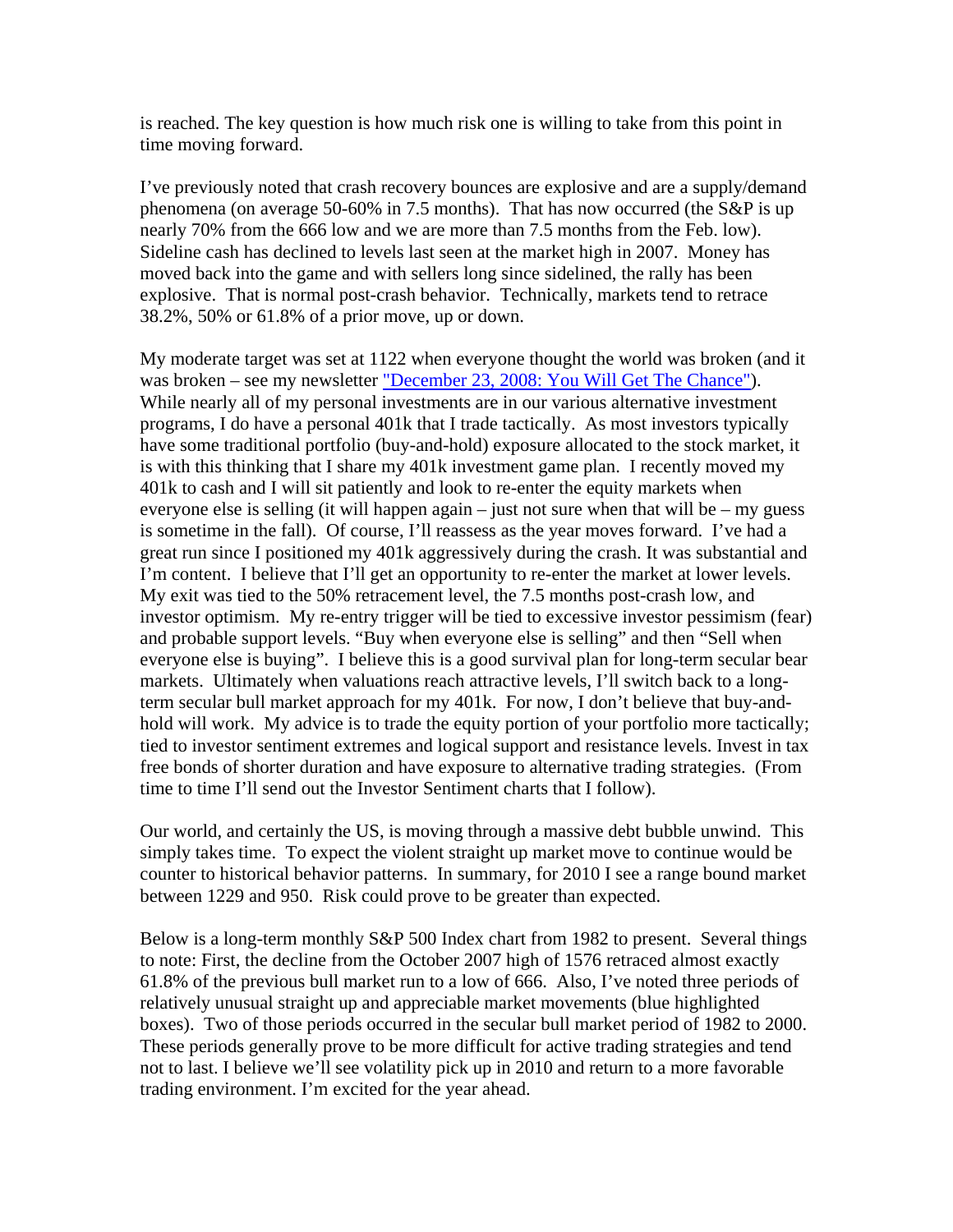is reached. The key question is how much risk one is willing to take from this point in time moving forward.

I've previously noted that crash recovery bounces are explosive and are a supply/demand phenomena (on average 50-60% in 7.5 months). That has now occurred (the S&P is up nearly 70% from the 666 low and we are more than 7.5 months from the Feb. low). Sideline cash has declined to levels last seen at the market high in 2007. Money has moved back into the game and with sellers long since sidelined, the rally has been explosive. That is normal post-crash behavior. Technically, markets tend to retrace 38.2%, 50% or 61.8% of a prior move, up or down.

My moderate target was set at 1122 when everyone thought the world was broken (and it was broken – see my newsletter "December 23, 2008: You Will Get The Chance"). While nearly all of my personal investments are in our various alternative investment programs, I do have a personal 401k that I trade tactically. As most investors typically have some traditional portfolio (buy-and-hold) exposure allocated to the stock market, it is with this thinking that I share my 401k investment game plan. I recently moved my 401k to cash and I will sit patiently and look to re-enter the equity markets when everyone else is selling (it will happen again – just not sure when that will be – my guess is sometime in the fall). Of course, I'll reassess as the year moves forward. I've had a great run since I positioned my 401k aggressively during the crash. It was substantial and I'm content. I believe that I'll get an opportunity to re-enter the market at lower levels. My exit was tied to the 50% retracement level, the 7.5 months post-crash low, and investor optimism. My re-entry trigger will be tied to excessive investor pessimism (fear) and probable support levels. "Buy when everyone else is selling" and then "Sell when everyone else is buying". I believe this is a good survival plan for long-term secular bear markets. Ultimately when valuations reach attractive levels, I'll switch back to a long-term secular bull market approach for my 401k. For now, I don't believe that buy-and-hold will work. My advice is to trade the equity portion of your portfolio more tactically; tied to investor sentiment extremes and logical support and resistance levels. Invest in tax free bonds of shorter duration and have exposure to alternative trading strategies. (From time to time I'll send out the Investor Sentiment charts that I follow).

Our world, and certainly the US, is moving through a massive debt bubble unwind. This simply takes time. To expect the violent straight up market move to continue would be counter to historical behavior patterns. In summary, for 2010 I see a range bound market between 1229 and 950. Risk could prove to be greater than expected.

Below is a long-term monthly S&P 500 Index chart from 1982 to present. Several things to note: First, the decline from the October 2007 high of 1576 retraced almost exactly 61.8% of the previous bull market run to a low of 666. Also, I've noted three periods of relatively unusual straight up and appreciable market movements (blue highlighted boxes). Two of those periods occurred in the secular bull market period of 1982 to 2000. These periods generally prove to be more difficult for active trading strategies and tend not to last. I believe we'll see volatility pick up in 2010 and return to a more favorable trading environment. I'm excited for the year ahead.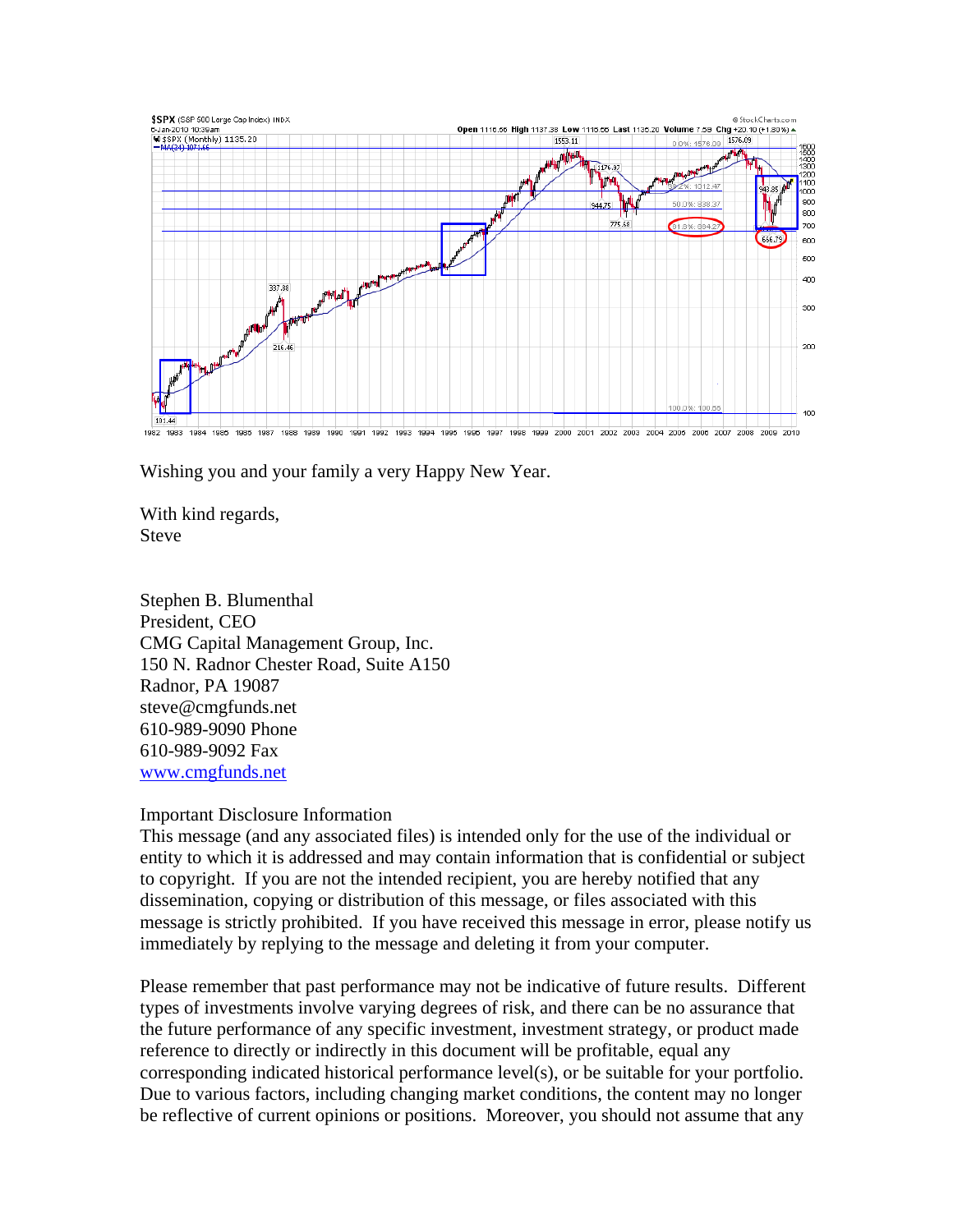Wishing you and your family a very Happy New Year.

With kind regards,
Steve

Stephen B. Blumenthal
President, CEO
CMG Capital Management Group, Inc.
150 N. Radnor Chester Road, Suite A150
Radnor, PA 19087
steve@cmgfunds.net
610-989-9090 Phone
610-989-9092 Fax
www.cmgfunds.net

Important Disclosure Information
This message (and any associated files) is intended only for the use of the individual or entity to which it is addressed and may contain information that is confidential or subject to copyright. If you are not the intended recipient, you are hereby notified that any dissemination, copying or distribution of this message, or files associated with this message is strictly prohibited. If you have received this message in error, please notify us immediately by replying to the message and deleting it from your computer.

Please remember that past performance may not be indicative of future results. Different types of investments involve varying degrees of risk, and there can be no assurance that the future performance of any specific investment, investment strategy, or product made reference to directly or indirectly in this document will be profitable, equal any corresponding indicated historical performance level(s), or be suitable for your portfolio. Due to various factors, including changing market conditions, the content may no longer be reflective of current opinions or positions. Moreover, you should not assume that any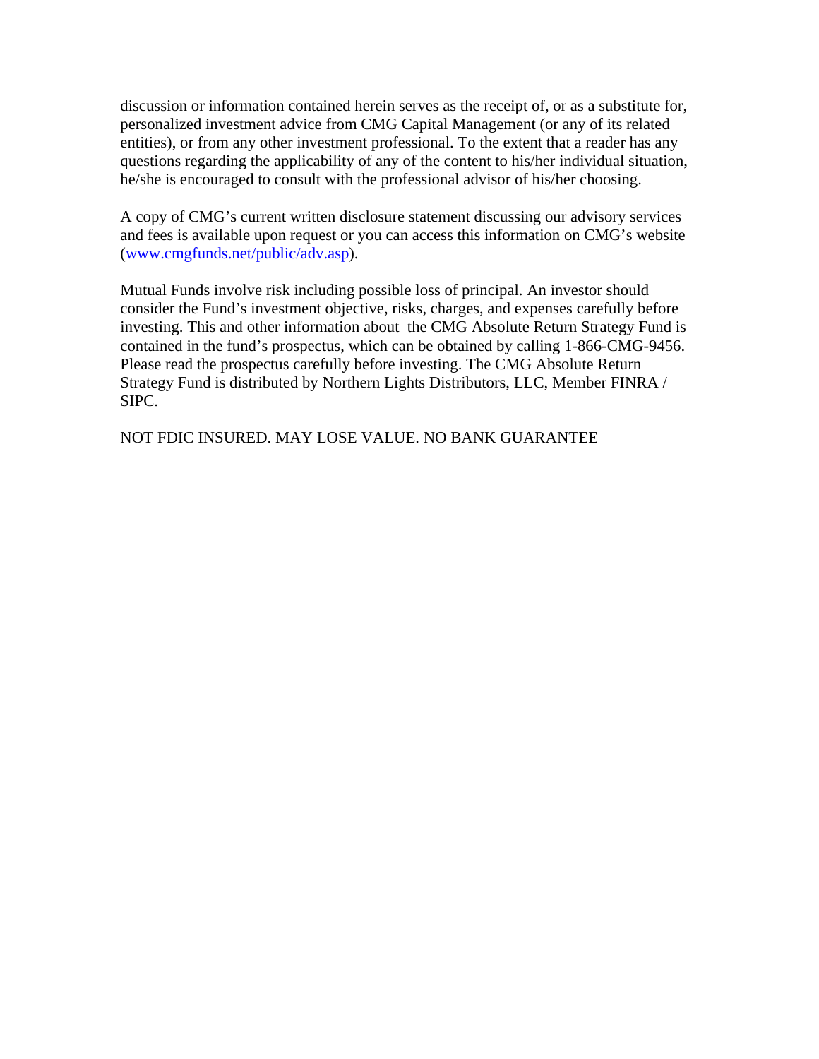discussion or information contained herein serves as the receipt of, or as a substitute for, personalized investment advice from CMG Capital Management (or any of its related entities), or from any other investment professional. To the extent that a reader has any questions regarding the applicability of any of the content to his/her individual situation, he/she is encouraged to consult with the professional advisor of his/her choosing.

A copy of CMG's current written disclosure statement discussing our advisory services and fees is available upon request or you can access this information on CMG's website (www.cmgfunds.net/public/adv.asp).

Mutual Funds involve risk including possible loss of principal. An investor should consider the Fund's investment objective, risks, charges, and expenses carefully before investing. This and other information about the CMG Absolute Return Strategy Fund is contained in the fund's prospectus, which can be obtained by calling 1-866-CMG-9456. Please read the prospectus carefully before investing. The CMG Absolute Return Strategy Fund is distributed by Northern Lights Distributors, LLC, Member FINRA / SIPC.

NOT FDIC INSURED. MAY LOSE VALUE. NO BANK GUARANTEE